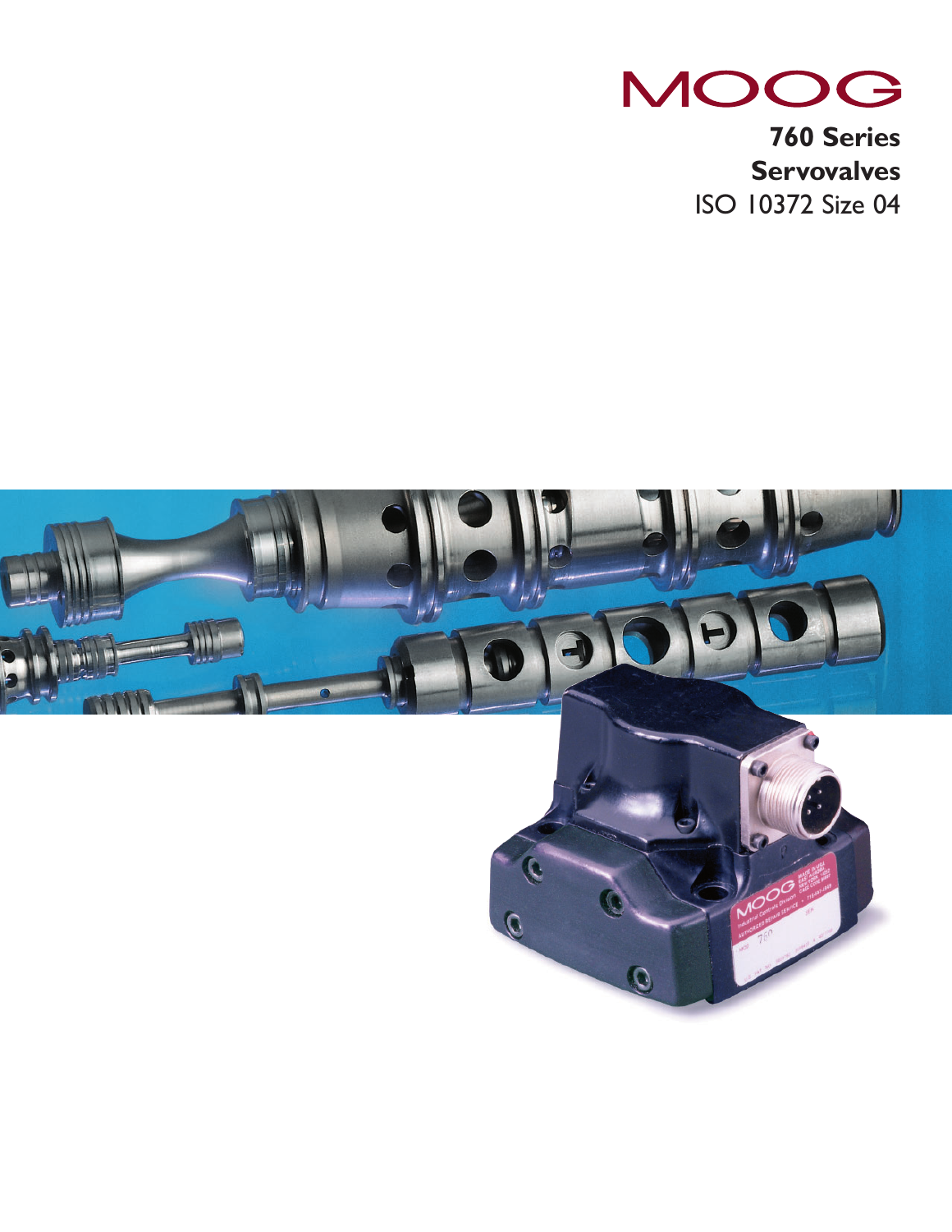MOOG

# 760 Series Servovalves

ISO 10372 Size 04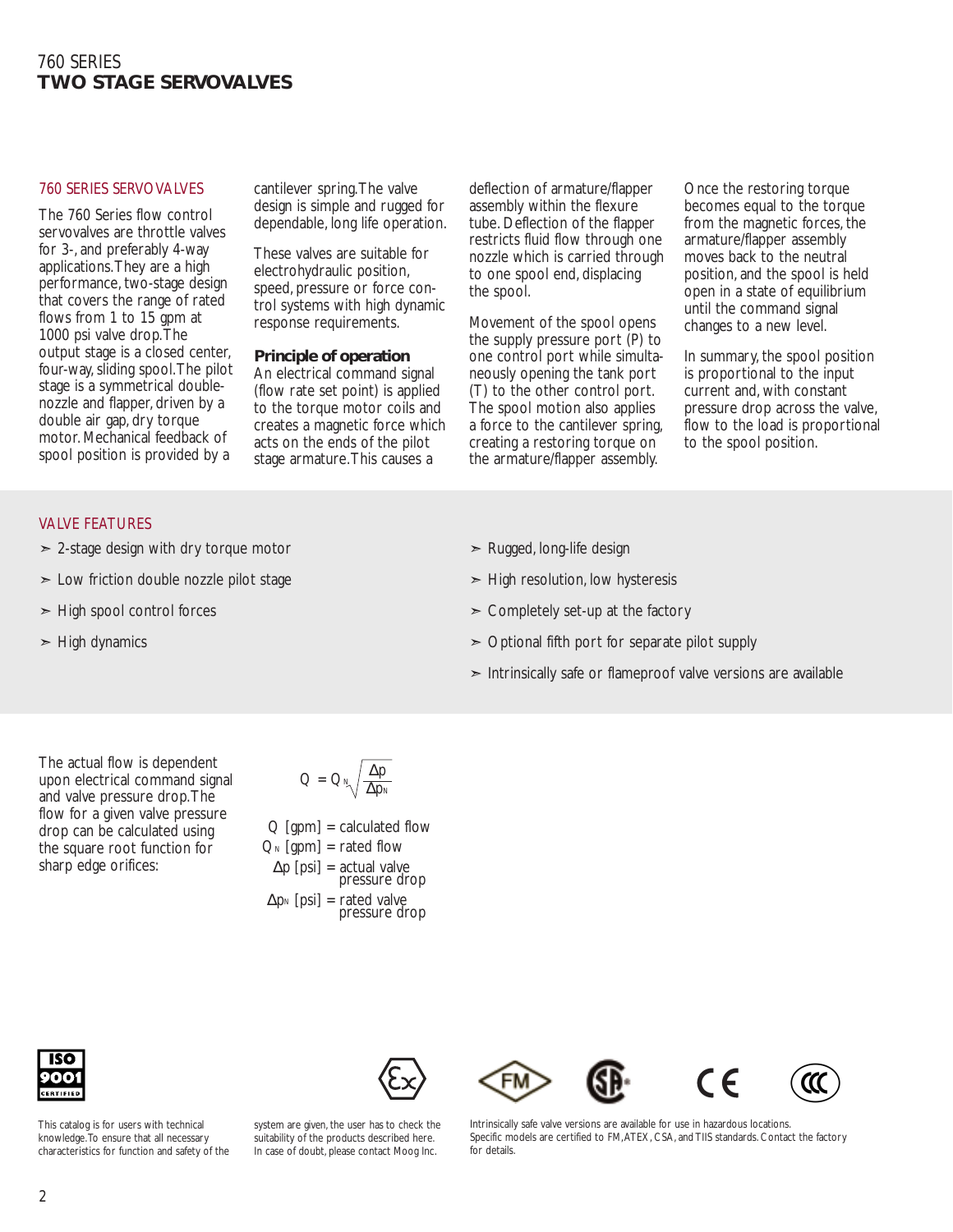# 760 SERIES
## TWO STAGE SERVOVALVES

### 760 SERIES SERVOVALVES

The 760 Series flow control servovalves are throttle valves for 3-, and preferably 4-way applications. They are a high performance, two-stage design that covers the range of rated flows from 1 to 15 gpm at 1000 psi valve drop. The output stage is a closed center, four-way, sliding spool. The pilot stage is a symmetrical double-nozzle and flapper, driven by a double air gap, dry torque motor. Mechanical feedback of spool position is provided by a cantilever spring. The valve design is simple and rugged for dependable, long life operation.

These valves are suitable for electrohydraulic position, speed, pressure or force control systems with high dynamic response requirements.

**Principle of operation**
An electrical command signal (flow rate set point) is applied to the torque motor coils and creates a magnetic force which acts on the ends of the pilot stage armature. This causes a deflection of armature/flapper assembly within the flexure tube. Deflection of the flapper restricts fluid flow through one nozzle which is carried through to one spool end, displacing the spool.

Movement of the spool opens the supply pressure port (P) to one control port while simultaneously opening the tank port (T) to the other control port. The spool motion also applies a force to the cantilever spring, creating a restoring torque on the armature/flapper assembly.

Once the restoring torque becomes equal to the torque from the magnetic forces, the armature/flapper assembly moves back to the neutral position, and the spool is held open in a state of equilibrium until the command signal changes to a new level.

In summary, the spool position is proportional to the input current and, with constant pressure drop across the valve, flow to the load is proportional to the spool position.

### VALVE FEATURES

- 2-stage design with dry torque motor
- Low friction double nozzle pilot stage
- High spool control forces
- High dynamics
- Rugged, long-life design
- High resolution, low hysteresis
- Completely set-up at the factory
- Optional fifth port for separate pilot supply
- Intrinsically safe or flameproof valve versions are available

The actual flow is dependent upon electrical command signal and valve pressure drop. The flow for a given valve pressure drop can be calculated using the square root function for sharp edge orifices:

$$Q = Q_N \sqrt{\frac{\Delta p}{\Delta p_N}}$$

$Q$ [gpm] = calculated flow
$Q_N$ [gpm] = rated flow
$\Delta p$ [psi] = actual valve pressure drop
$\Delta p_N$ [psi] = rated valve pressure drop

This catalog is for users with technical knowledge. To ensure that all necessary characteristics for function and safety of the system are given, the user has to check the suitability of the products described here. In case of doubt, please contact Moog Inc.

Intrinsically safe valve versions are available for use in hazardous locations. Specific models are certified to FM, ATEX, CSA, and TIIS standards. Contact the factory for details.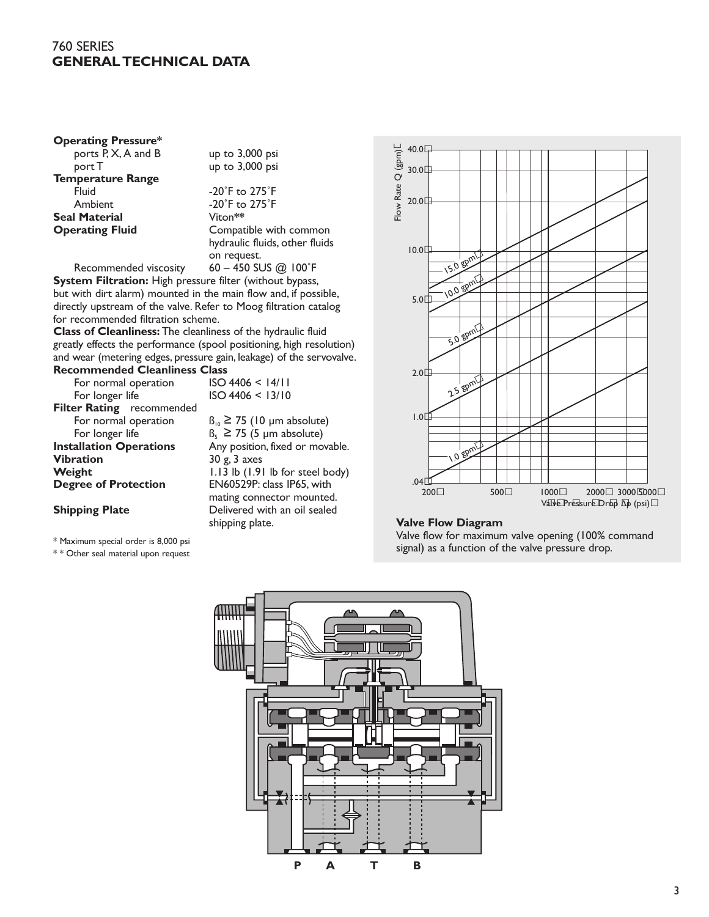## 760 SERIES
## GENERAL TECHNICAL DATA

**Operating Pressure***

| | |
|---|---|
| ports P, X, A and B | up to 3,000 psi |
| port T | up to 3,000 psi |

**Temperature Range**

| | |
|---|---|
| Fluid | -20˚F to 275˚F |
| Ambient | -20˚F to 275˚F |

**Seal Material** Viton**

**Operating Fluid** Compatible with common hydraulic fluids, other fluids on request.

Recommended viscosity 60 – 450 SUS @ 100˚F

**System Filtration:** High pressure filter (without bypass, but with dirt alarm) mounted in the main flow and, if possible, directly upstream of the valve. Refer to Moog filtration catalog for recommended filtration scheme.

**Class of Cleanliness:** The cleanliness of the hydraulic fluid greatly effects the performance (spool positioning, high resolution) and wear (metering edges, pressure gain, leakage) of the servovalve.

**Recommended Cleanliness Class**

| | |
|---|---|
| For normal operation | ISO 4406 < 14/11 |
| For longer life | ISO 4406 < 13/10 |

**Filter Rating** recommended

| | |
|---|---|
| For normal operation | $\beta_{10} \geq 75$ (10 µm absolute) |
| For longer life | $\beta_{5} \geq 75$ (5 µm absolute) |

**Installation Operations** Any position, fixed or movable.

**Vibration** 30 g, 3 axes

**Weight** 1.13 lb (1.91 lb for steel body)

**Degree of Protection** EN60529P: class IP65, with mating connector mounted.

**Shipping Plate** Delivered with an oil sealed shipping plate.

\* Maximum special order is 8,000 psi

\* \* Other seal material upon request

Flow Rate Q (gpm): 40.0, 30.0, 20.0, 10.0, 5.0, 2.0, 1.0, .04

Valve Pressure Drop Δp (psi): 200, 500, 1000, 2000, 3000, 5000

Curves: 15.0 gpm, 10.0 gpm, 5.0 gpm, 2.5 gpm, 1.0 gpm

**Valve Flow Diagram**

Valve flow for maximum valve opening (100% command signal) as a function of the valve pressure drop.

P A T B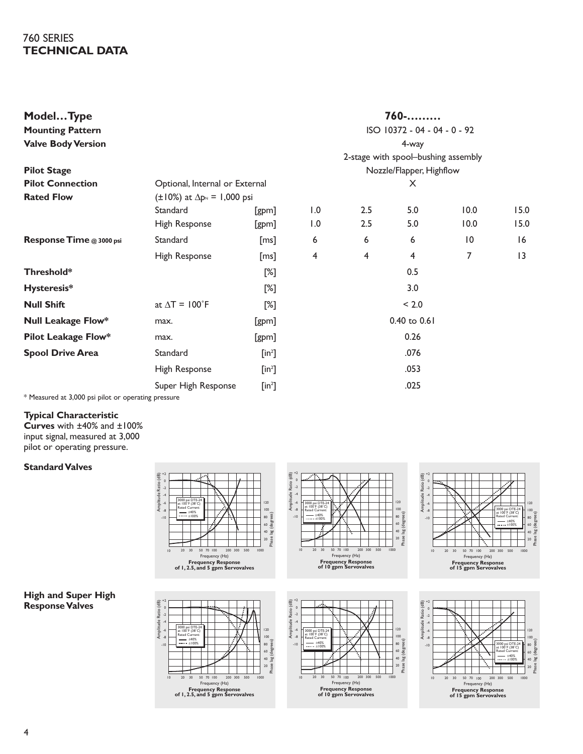## 760 SERIES
## TECHNICAL DATA

| **Model…Type** | | | **760-………** | | | | |
|---|---|---|---|---|---|---|---|
| **Mounting Pattern** | | | ISO 10372 - 04 - 04 - 0 - 92 | | | | |
| **Valve Body Version** | | | 4-way<br>2-stage with spool–bushing assembly | | | | |
| **Pilot Stage** | | | Nozzle/Flapper, Highflow | | | | |
| **Pilot Connection** | Optional, Internal or External | | X | | | | |
| **Rated Flow** | (±10%) at $\Delta p_N$ = 1,000 psi | | | | | | |
| | Standard | [gpm] | 1.0 | 2.5 | 5.0 | 10.0 | 15.0 |
| | High Response | [gpm] | 1.0 | 2.5 | 5.0 | 10.0 | 15.0 |
| **Response Time @ 3000 psi** | Standard | [ms] | 6 | 6 | 6 | 10 | 16 |
| | High Response | [ms] | 4 | 4 | 4 | 7 | 13 |
| **Threshold*** | | [%] | 0.5 | | | | |
| **Hysteresis*** | | [%] | 3.0 | | | | |
| **Null Shift** | at $\Delta T$ = 100˚F | [%] | < 2.0 | | | | |
| **Null Leakage Flow*** | max. | [gpm] | 0.40 to 0.61 | | | | |
| **Pilot Leakage Flow*** | max. | [gpm] | 0.26 | | | | |
| **Spool Drive Area** | Standard | [in²] | .076 | | | | |
| | High Response | [in²] | .053 | | | | |
| | Super High Response | [in²] | .025 | | | | |

\* Measured at 3,000 psi pilot or operating pressure

**Typical Characteristic Curves** with ±40% and ±100% input signal, measured at 3,000 pilot or operating pressure.

**Standard Valves**

Frequency Response of 1, 2.5, and 5 gpm Servovalves

Frequency Response of 10 gpm Servovalves

Frequency Response of 15 gpm Servovalves

**High and Super High Response Valves**

Frequency Response of 1, 2.5, and 5 gpm Servovalves

Frequency Response of 10 gpm Servovalves

Frequency Response of 15 gpm Servovalves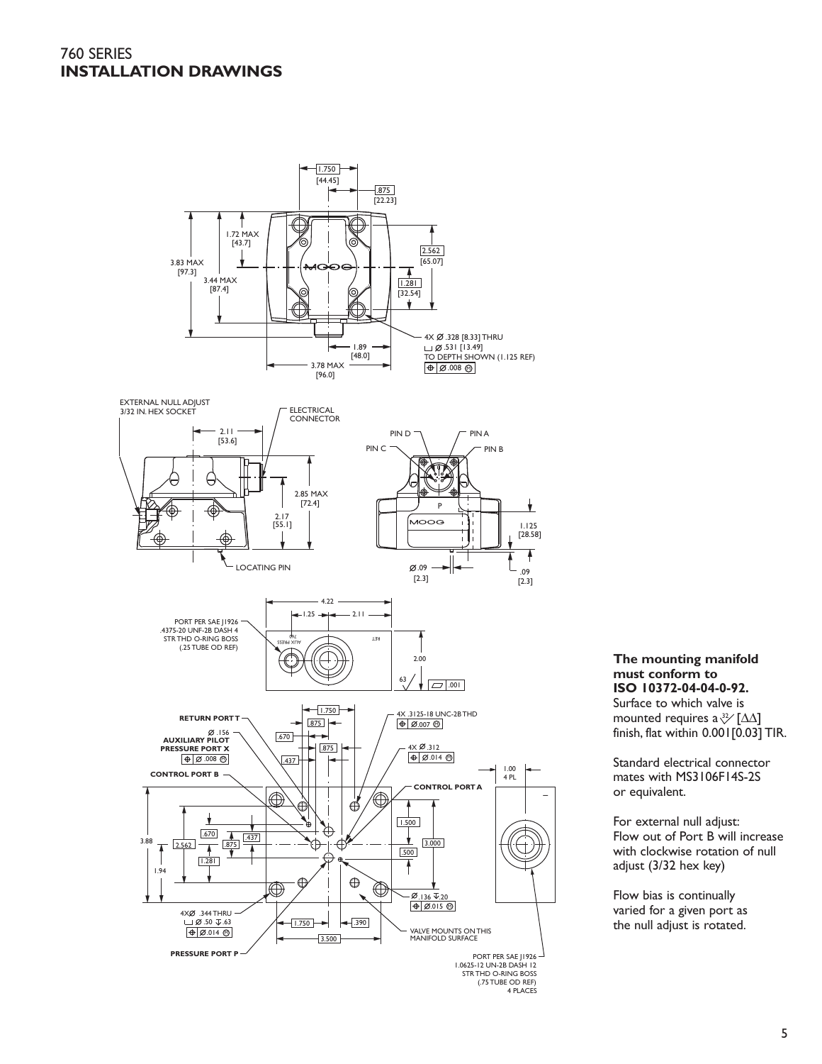760 SERIES
# INSTALLATION DRAWINGS

1.750 [44.45]
.875 [22.23]
1.72 MAX [43.7]
3.83 MAX [97.3]
3.44 MAX [87.4]
2.562 [65.07]
1.281 [32.54]
1.89 [48.0]
3.78 MAX [96.0]
4X Ø .328 [8.33] THRU
⌴ Ø .531 [13.49]
TO DEPTH SHOWN (1.125 REF)
⊕ Ø .008 Ⓜ

EXTERNAL NULL ADJUST
3/32 IN. HEX SOCKET
ELECTRICAL CONNECTOR
2.11 [53.6]
2.85 MAX [72.4]
2.17 [55.1]
LOCATING PIN

PIN D
PIN A
PIN C
PIN B
P
1.125 [28.58]
Ø .09 [2.3]
.09 [2.3]

4.22
1.25
2.11
PORT PER SAE J1926
.4375-20 UNF-2B DASH 4
STR THD O-RING BOSS
(.25 TUBE OD REF)
2.00
63
⏥ .001

RETURN PORT T
Ø .156
AUXILIARY PILOT PRESSURE PORT X
⊕ Ø .008 Ⓜ
CONTROL PORT B
1.750
.875
.670
.875
.437
4X .3125-18 UNC-2B THD
⊕ Ø .007 Ⓜ
4X Ø .312
⊕ Ø .014 Ⓜ
CONTROL PORT A
1.00
4 PL
1.500
3.000
.500
3.88
2.562
.670
.437
.875
1.281
1.94
Ø .136 ↧ .20
⊕ Ø .015 Ⓜ
4XØ .344 THRU
⌴ Ø .50 ↧ .63
⊕ Ø .014 Ⓜ
1.750
.390
3.500
VALVE MOUNTS ON THIS MANIFOLD SURFACE
PRESSURE PORT P
PORT PER SAE J1926
1.0625-12 UN-2B DASH 12
STR THD O-RING BOSS
(.75 TUBE OD REF)
4 PLACES

**The mounting manifold must conform to ISO 10372-04-04-0-92.**
Surface to which valve is mounted requires a $\sqrt[32]{}$ [ΔΔ] finish, flat within 0.001[0.03] TIR.

Standard electrical connector mates with MS3106F14S-2S or equivalent.

For external null adjust:
Flow out of Port B will increase with clockwise rotation of null adjust (3/32 hex key)

Flow bias is continually varied for a given port as the null adjust is rotated.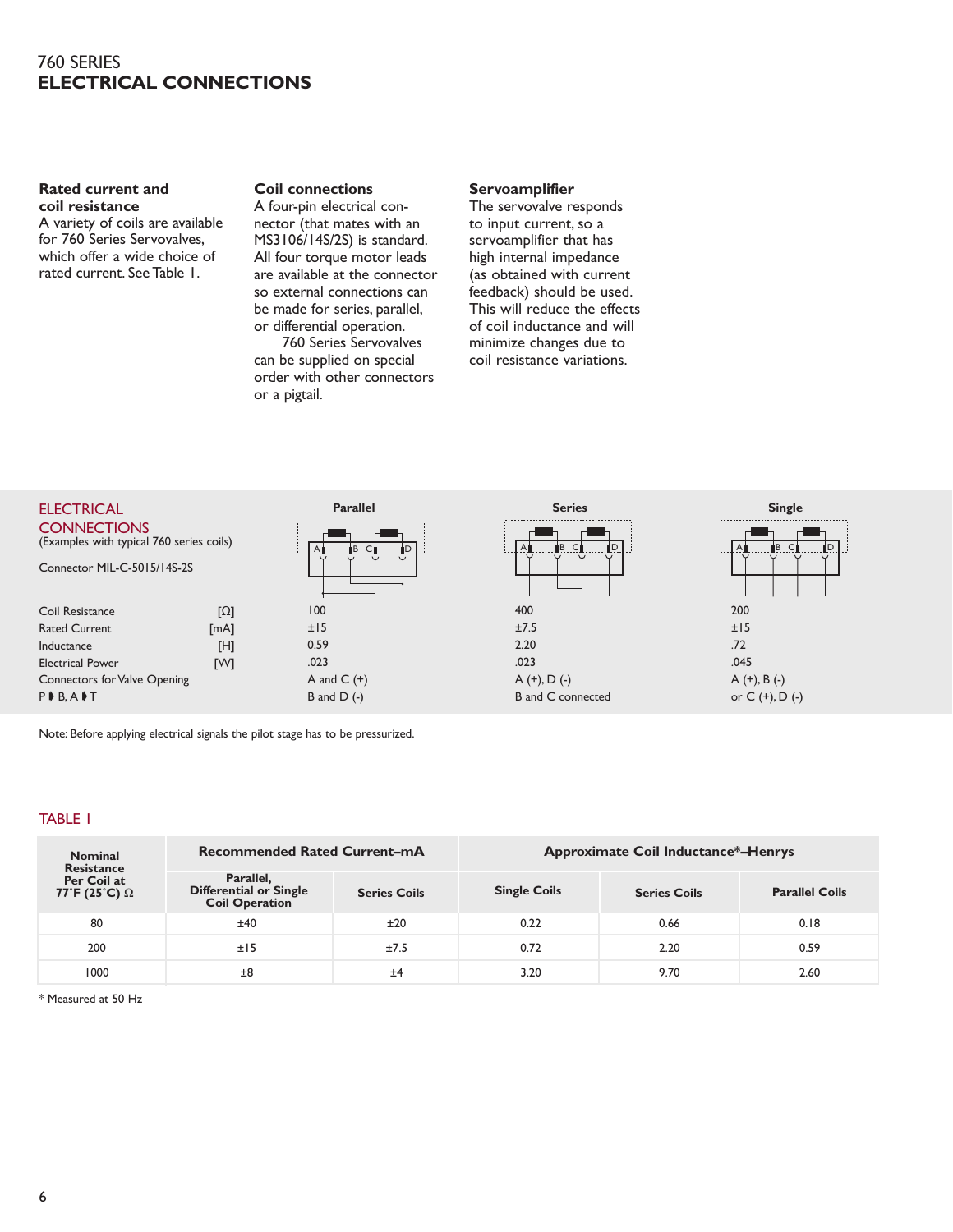760 SERIES

# ELECTRICAL CONNECTIONS

**Rated current and coil resistance**
A variety of coils are available for 760 Series Servovalves, which offer a wide choice of rated current. See Table 1.

**Coil connections**
A four-pin electrical connector (that mates with an MS3106/14S/2S) is standard. All four torque motor leads are available at the connector so external connections can be made for series, parallel, or differential operation.
760 Series Servovalves can be supplied on special order with other connectors or a pigtail.

**Servoamplifier**
The servovalve responds to input current, so a servoamplifier that has high internal impedance (as obtained with current feedback) should be used. This will reduce the effects of coil inductance and will minimize changes due to coil resistance variations.

## ELECTRICAL CONNECTIONS

(Examples with typical 760 series coils)

Connector MIL-C-5015/14S-2S

| | | Parallel | Series | Single |
|---|---|---|---|---|
| Coil Resistance | [Ω] | 100 | 400 | 200 |
| Rated Current | [mA] | ±15 | ±7.5 | ±15 |
| Inductance | [H] | 0.59 | 2.20 | .72 |
| Electrical Power | [W] | .023 | .023 | .045 |
| Connectors for Valve Opening P ➧ B, A ➧ T | | A and C (+) B and D (-) | A (+), D (-) B and C connected | A (+), B (-) or C (+), D (-) |

Note: Before applying electrical signals the pilot stage has to be pressurized.

## TABLE 1

| Nominal Resistance Per Coil at 77°F (25°C) Ω | Recommended Rated Current–mA | | Approximate Coil Inductance*–Henrys | | |
|---|---|---|---|---|---|
| | Parallel, Differential or Single Coil Operation | Series Coils | Single Coils | Series Coils | Parallel Coils |
| 80 | ±40 | ±20 | 0.22 | 0.66 | 0.18 |
| 200 | ±15 | ±7.5 | 0.72 | 2.20 | 0.59 |
| 1000 | ±8 | ±4 | 3.20 | 9.70 | 2.60 |

\* Measured at 50 Hz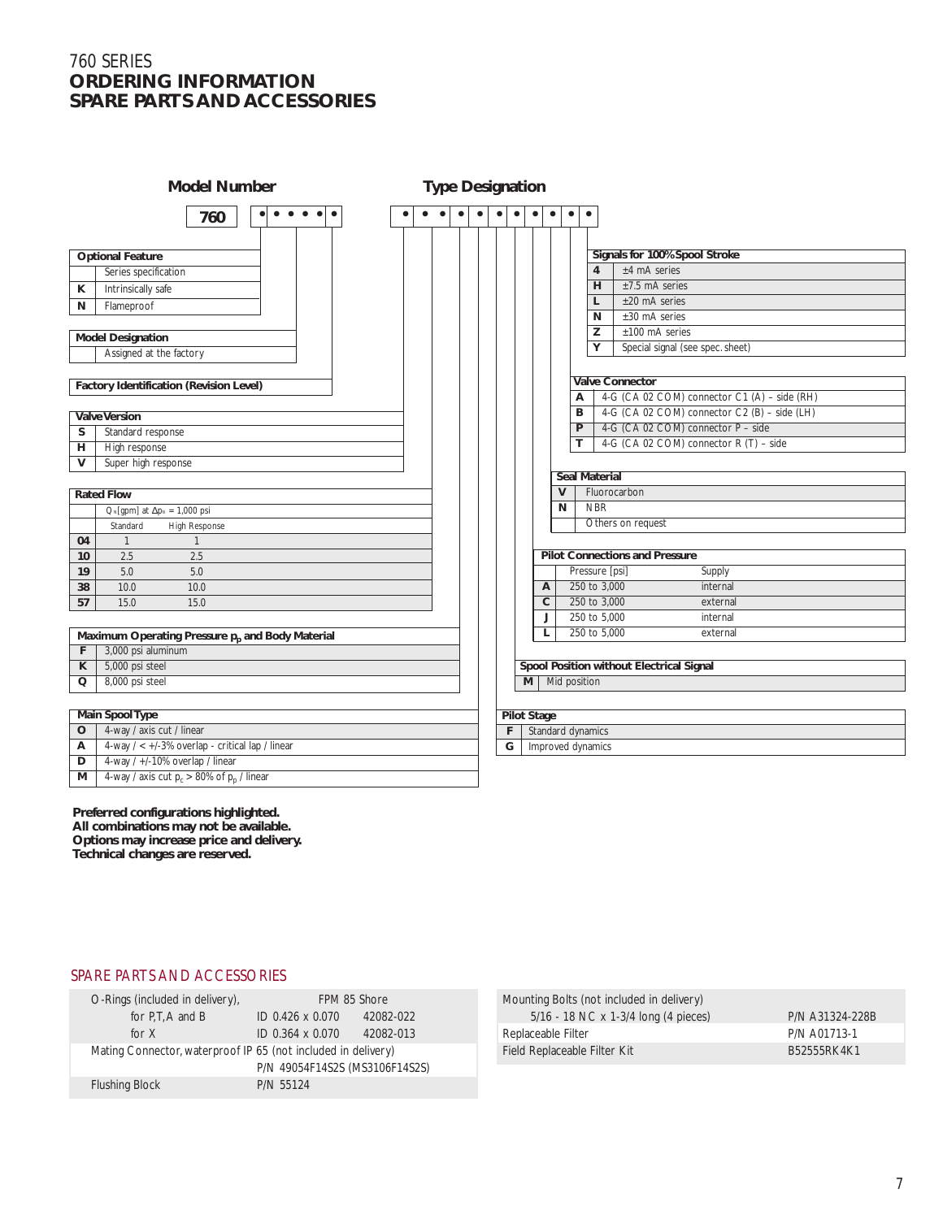760 SERIES

# ORDERING INFORMATION
# SPARE PARTS AND ACCESSORIES

## Model Number

760 • • • • • • •

## Type Designation

• • • • • • • • • • • •

### Optional Feature

| Code | Description |
|---|---|
| | Series specification |
| K | Intrinsically safe |
| N | Flameproof |

### Model Designation

Assigned at the factory

### Factory Identification (Revision Level)

### Valve Version

| Code | Description |
|---|---|
| S | Standard response |
| H | High response |
| V | Super high response |

### Rated Flow

$Q_N$ [gpm] at $\Delta p_N$ = 1,000 psi

| Code | Standard | High Response |
|---|---|---|
| 04 | 1 | 1 |
| 10 | 2.5 | 2.5 |
| 19 | 5.0 | 5.0 |
| 38 | 10.0 | 10.0 |
| 57 | 15.0 | 15.0 |

### Maximum Operating Pressure $p_p$ and Body Material

| Code | Description |
|---|---|
| F | 3,000 psi aluminum |
| K | 5,000 psi steel |
| Q | 8,000 psi steel |

### Main Spool Type

| Code | Description |
|---|---|
| O | 4-way / axis cut / linear |
| A | 4-way / < +/-3% overlap - critical lap / linear |
| D | 4-way / +/-10% overlap / linear |
| M | 4-way / axis cut $p_c$ > 80% of $p_p$ / linear |

### Signals for 100% Spool Stroke

| Code | Description |
|---|---|
| 4 | ±4 mA series |
| H | ±7.5 mA series |
| L | ±20 mA series |
| N | ±30 mA series |
| Z | ±100 mA series |
| Y | Special signal (see spec. sheet) |

### Valve Connector

| Code | Description |
|---|---|
| A | 4-G (CA 02 COM) connector C1 (A) – side (RH) |
| B | 4-G (CA 02 COM) connector C2 (B) – side (LH) |
| P | 4-G (CA 02 COM) connector P – side |
| T | 4-G (CA 02 COM) connector R (T) – side |

### Seal Material

| Code | Description |
|---|---|
| V | Fluorocarbon |
| N | NBR |
| | Others on request |

### Pilot Connections and Pressure

| Code | Pressure [psi] | Supply |
|---|---|---|
| A | 250 to 3,000 | internal |
| C | 250 to 3,000 | external |
| J | 250 to 5,000 | internal |
| L | 250 to 5,000 | external |

### Spool Position without Electrical Signal

| Code | Description |
|---|---|
| M | Mid position |

### Pilot Stage

| Code | Description |
|---|---|
| F | Standard dynamics |
| G | Improved dynamics |

**Preferred configurations highlighted.**
**All combinations may not be available.**
**Options may increase price and delivery.**
**Technical changes are reserved.**

## SPARE PARTS AND ACCESSORIES

| Item | Specification | Part Number |
|---|---|---|
| O-Rings (included in delivery), | FPM 85 Shore | |
| for P,T,A and B | ID 0.426 x 0.070 | 42082-022 |
| for X | ID 0.364 x 0.070 | 42082-013 |
| Mating Connector, waterproof IP 65 (not included in delivery) | P/N 49054F14S2S (MS3106F14S2S) | |
| Flushing Block | P/N 55124 | |

| Item | Part Number |
|---|---|
| Mounting Bolts (not included in delivery) | |
| 5/16 - 18 NC x 1-3/4 long (4 pieces) | P/N A31324-228B |
| Replaceable Filter | P/N A01713-1 |
| Field Replaceable Filter Kit | B52555RK4K1 |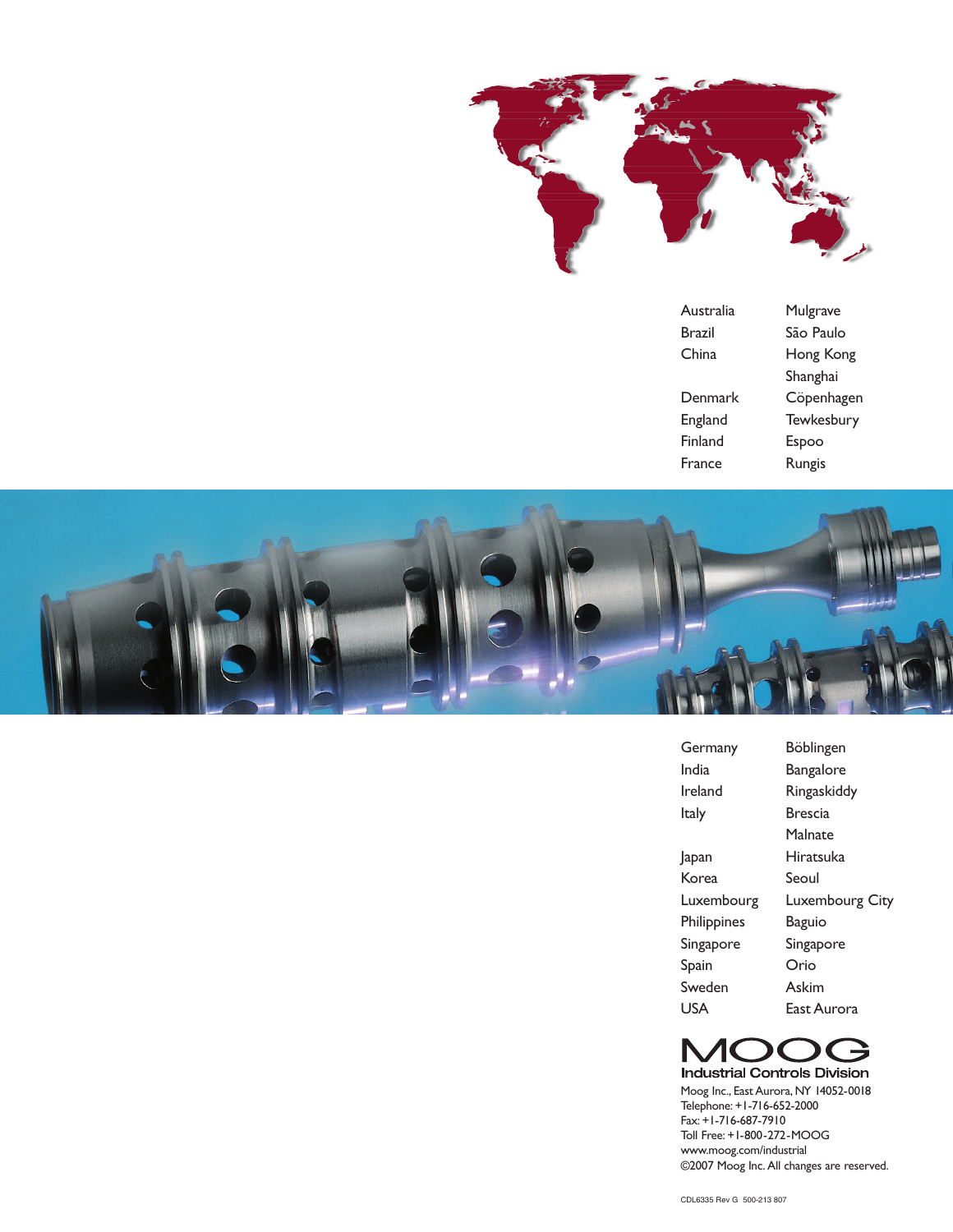| | |
|---|---|
| Australia | Mulgrave |
| Brazil | São Paulo |
| China | Hong Kong |
| | Shanghai |
| Denmark | Cöpenhagen |
| England | Tewkesbury |
| Finland | Espoo |
| France | Rungis |
| Germany | Böblingen |
| India | Bangalore |
| Ireland | Ringaskiddy |
| Italy | Brescia |
| | Malnate |
| Japan | Hiratsuka |
| Korea | Seoul |
| Luxembourg | Luxembourg City |
| Philippines | Baguio |
| Singapore | Singapore |
| Spain | Orio |
| Sweden | Askim |
| USA | East Aurora |

MOOG

**Industrial Controls Division**

Moog Inc., East Aurora, NY 14052-0018
Telephone: +1-716-652-2000
Fax: +1-716-687-7910
Toll Free: +1-800-272-MOOG
www.moog.com/industrial
©2007 Moog Inc. All changes are reserved.

CDL6335 Rev G 500-213 807